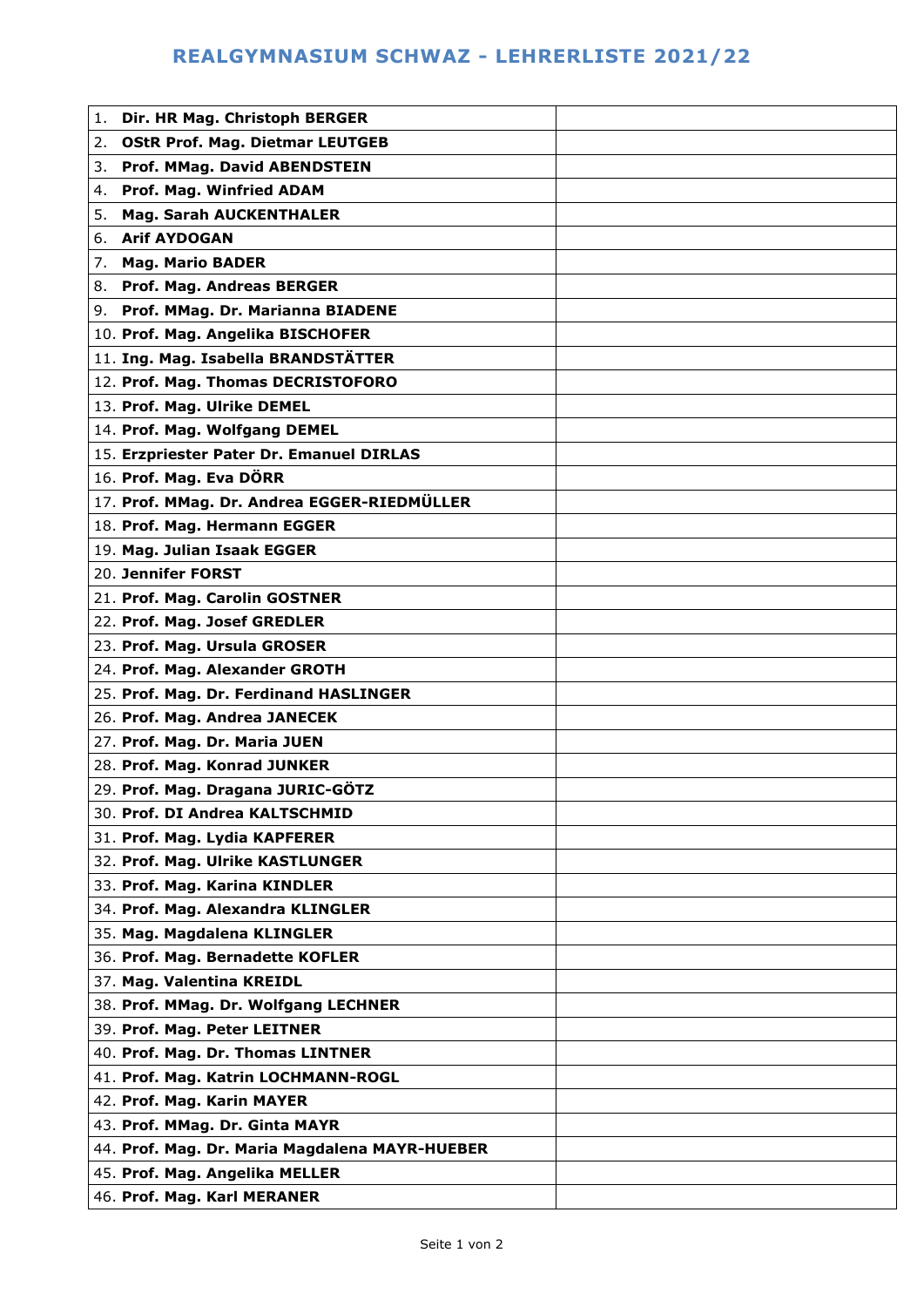# REALGYMNASIUM SCHWAZ - LEHRERLISTE 2021/22

| | |
|---|---|
| 1. **Dir. HR Mag. Christoph BERGER** | |
| 2. **OStR Prof. Mag. Dietmar LEUTGEB** | |
| 3. **Prof. MMag. David ABENDSTEIN** | |
| 4. **Prof. Mag. Winfried ADAM** | |
| 5. **Mag. Sarah AUCKENTHALER** | |
| 6. **Arif AYDOGAN** | |
| 7. **Mag. Mario BADER** | |
| 8. **Prof. Mag. Andreas BERGER** | |
| 9. **Prof. MMag. Dr. Marianna BIADENE** | |
| 10. **Prof. Mag. Angelika BISCHOFER** | |
| 11. **Ing. Mag. Isabella BRANDSTÄTTER** | |
| 12. **Prof. Mag. Thomas DECRISTOFORO** | |
| 13. **Prof. Mag. Ulrike DEMEL** | |
| 14. **Prof. Mag. Wolfgang DEMEL** | |
| 15. **Erzpriester Pater Dr. Emanuel DIRLAS** | |
| 16. **Prof. Mag. Eva DÖRR** | |
| 17. **Prof. MMag. Dr. Andrea EGGER-RIEDMÜLLER** | |
| 18. **Prof. Mag. Hermann EGGER** | |
| 19. **Mag. Julian Isaak EGGER** | |
| 20. **Jennifer FORST** | |
| 21. **Prof. Mag. Carolin GOSTNER** | |
| 22. **Prof. Mag. Josef GREDLER** | |
| 23. **Prof. Mag. Ursula GROSER** | |
| 24. **Prof. Mag. Alexander GROTH** | |
| 25. **Prof. Mag. Dr. Ferdinand HASLINGER** | |
| 26. **Prof. Mag. Andrea JANECEK** | |
| 27. **Prof. Mag. Dr. Maria JUEN** | |
| 28. **Prof. Mag. Konrad JUNKER** | |
| 29. **Prof. Mag. Dragana JURIC-GÖTZ** | |
| 30. **Prof. DI Andrea KALTSCHMID** | |
| 31. **Prof. Mag. Lydia KAPFERER** | |
| 32. **Prof. Mag. Ulrike KASTLUNGER** | |
| 33. **Prof. Mag. Karina KINDLER** | |
| 34. **Prof. Mag. Alexandra KLINGLER** | |
| 35. **Mag. Magdalena KLINGLER** | |
| 36. **Prof. Mag. Bernadette KOFLER** | |
| 37. **Mag. Valentina KREIDL** | |
| 38. **Prof. MMag. Dr. Wolfgang LECHNER** | |
| 39. **Prof. Mag. Peter LEITNER** | |
| 40. **Prof. Mag. Dr. Thomas LINTNER** | |
| 41. **Prof. Mag. Katrin LOCHMANN-ROGL** | |
| 42. **Prof. Mag. Karin MAYER** | |
| 43. **Prof. MMag. Dr. Ginta MAYR** | |
| 44. **Prof. Mag. Dr. Maria Magdalena MAYR-HUEBER** | |
| 45. **Prof. Mag. Angelika MELLER** | |
| 46. **Prof. Mag. Karl MERANER** | |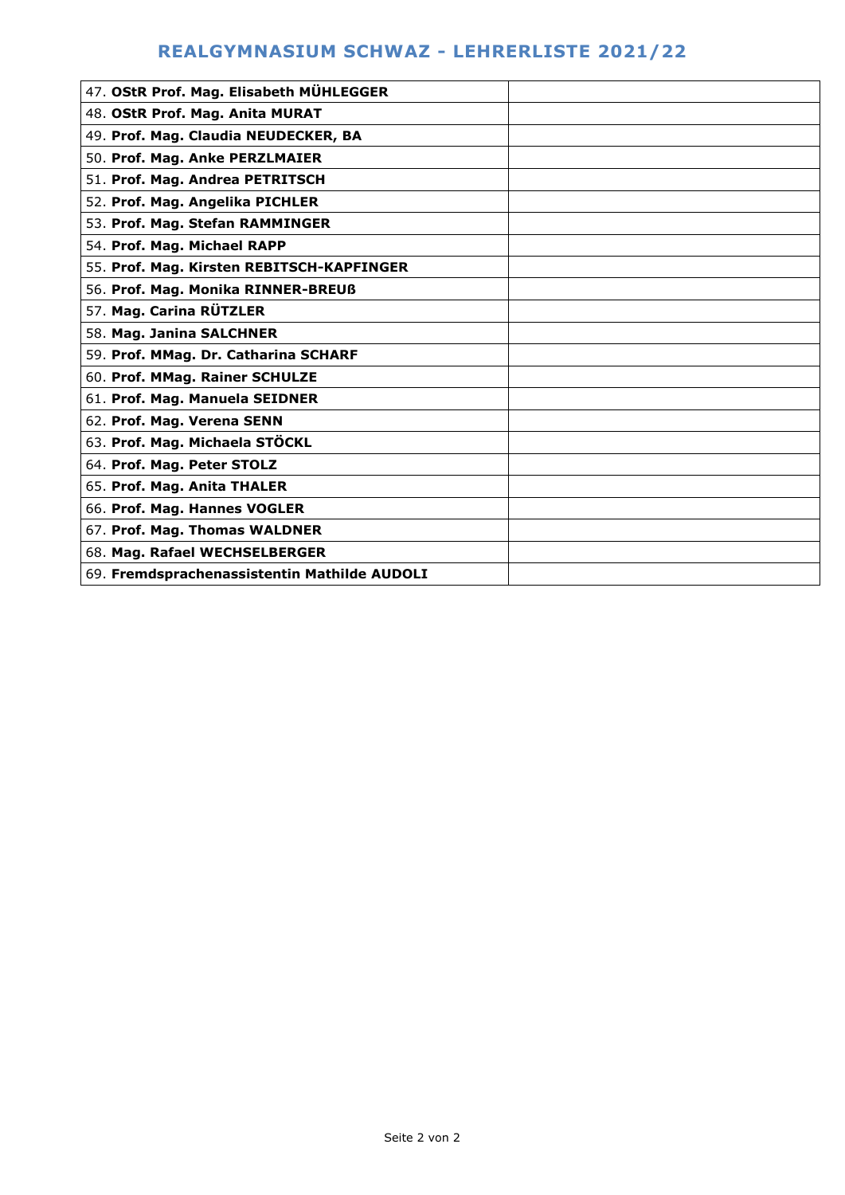# REALGYMNASIUM SCHWAZ - LEHRERLISTE 2021/22

| | |
|---|---|
| 47. **OStR Prof. Mag. Elisabeth MÜHLEGGER** | |
| 48. **OStR Prof. Mag. Anita MURAT** | |
| 49. **Prof. Mag. Claudia NEUDECKER, BA** | |
| 50. **Prof. Mag. Anke PERZLMAIER** | |
| 51. **Prof. Mag. Andrea PETRITSCH** | |
| 52. **Prof. Mag. Angelika PICHLER** | |
| 53. **Prof. Mag. Stefan RAMMINGER** | |
| 54. **Prof. Mag. Michael RAPP** | |
| 55. **Prof. Mag. Kirsten REBITSCH-KAPFINGER** | |
| 56. **Prof. Mag. Monika RINNER-BREUß** | |
| 57. **Mag. Carina RÜTZLER** | |
| 58. **Mag. Janina SALCHNER** | |
| 59. **Prof. MMag. Dr. Catharina SCHARF** | |
| 60. **Prof. MMag. Rainer SCHULZE** | |
| 61. **Prof. Mag. Manuela SEIDNER** | |
| 62. **Prof. Mag. Verena SENN** | |
| 63. **Prof. Mag. Michaela STÖCKL** | |
| 64. **Prof. Mag. Peter STOLZ** | |
| 65. **Prof. Mag. Anita THALER** | |
| 66. **Prof. Mag. Hannes VOGLER** | |
| 67. **Prof. Mag. Thomas WALDNER** | |
| 68. **Mag. Rafael WECHSELBERGER** | |
| 69. **Fremdsprachenassistentin Mathilde AUDOLI** | |